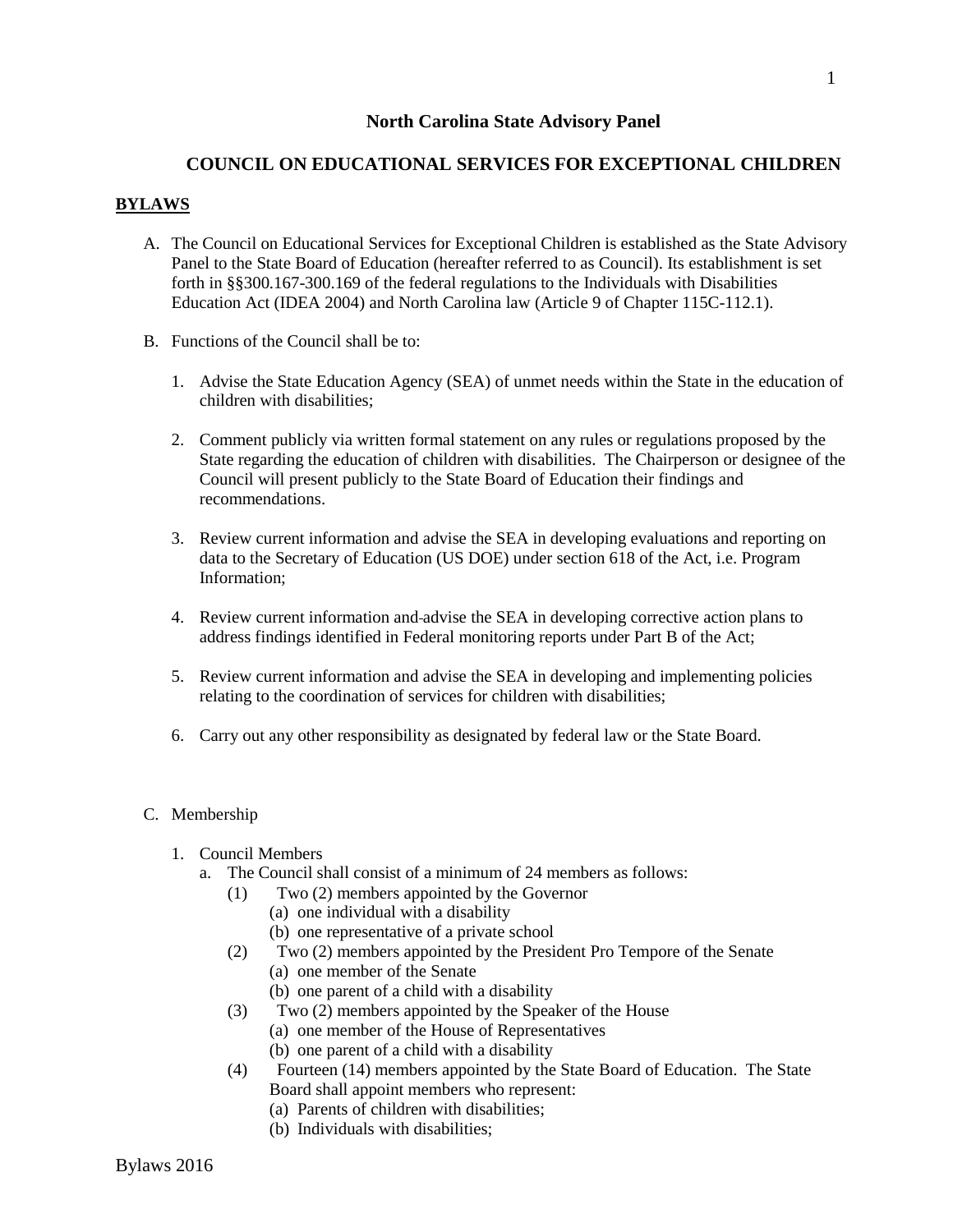## North Carolina State Advisory Panel

## COUNCIL ON EDUCATIONAL SERVICES FOR EXCEPTIONAL CHILDREN

**BYLAWS**

A. The Council on Educational Services for Exceptional Children is established as the State Advisory Panel to the State Board of Education (hereafter referred to as Council). Its establishment is set forth in §§300.167-300.169 of the federal regulations to the Individuals with Disabilities Education Act (IDEA 2004) and North Carolina law (Article 9 of Chapter 115C-112.1).

B. Functions of the Council shall be to:

   1. Advise the State Education Agency (SEA) of unmet needs within the State in the education of children with disabilities;

   2. Comment publicly via written formal statement on any rules or regulations proposed by the State regarding the education of children with disabilities. The Chairperson or designee of the Council will present publicly to the State Board of Education their findings and recommendations.

   3. Review current information and advise the SEA in developing evaluations and reporting on data to the Secretary of Education (US DOE) under section 618 of the Act, i.e. Program Information;

   4. Review current information and advise the SEA in developing corrective action plans to address findings identified in Federal monitoring reports under Part B of the Act;

   5. Review current information and advise the SEA in developing and implementing policies relating to the coordination of services for children with disabilities;

   6. Carry out any other responsibility as designated by federal law or the State Board.

C. Membership

   1. Council Members
      a. The Council shall consist of a minimum of 24 members as follows:
         (1) Two (2) members appointed by the Governor
            (a) one individual with a disability
            (b) one representative of a private school
         (2) Two (2) members appointed by the President Pro Tempore of the Senate
            (a) one member of the Senate
            (b) one parent of a child with a disability
         (3) Two (2) members appointed by the Speaker of the House
            (a) one member of the House of Representatives
            (b) one parent of a child with a disability
         (4) Fourteen (14) members appointed by the State Board of Education. The State Board shall appoint members who represent:
            (a) Parents of children with disabilities;
            (b) Individuals with disabilities;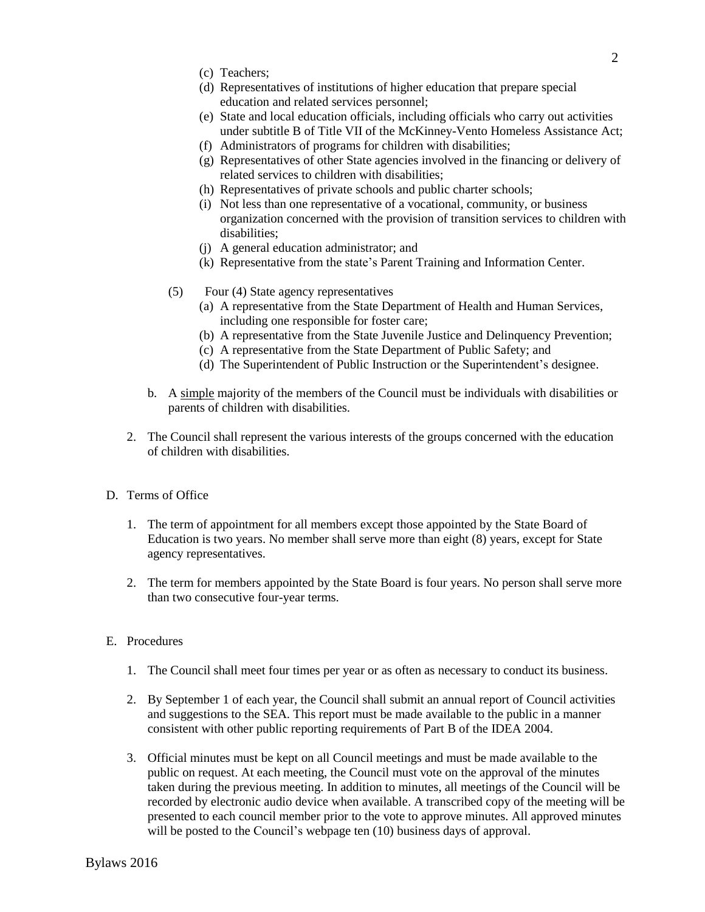(c) Teachers;
(d) Representatives of institutions of higher education that prepare special education and related services personnel;
(e) State and local education officials, including officials who carry out activities under subtitle B of Title VII of the McKinney-Vento Homeless Assistance Act;
(f) Administrators of programs for children with disabilities;
(g) Representatives of other State agencies involved in the financing or delivery of related services to children with disabilities;
(h) Representatives of private schools and public charter schools;
(i) Not less than one representative of a vocational, community, or business organization concerned with the provision of transition services to children with disabilities;
(j) A general education administrator; and
(k) Representative from the state's Parent Training and Information Center.

(5) Four (4) State agency representatives
(a) A representative from the State Department of Health and Human Services, including one responsible for foster care;
(b) A representative from the State Juvenile Justice and Delinquency Prevention;
(c) A representative from the State Department of Public Safety; and
(d) The Superintendent of Public Instruction or the Superintendent's designee.

b. A <u>simple</u> majority of the members of the Council must be individuals with disabilities or parents of children with disabilities.

2. The Council shall represent the various interests of the groups concerned with the education of children with disabilities.

D. Terms of Office

1. The term of appointment for all members except those appointed by the State Board of Education is two years. No member shall serve more than eight (8) years, except for State agency representatives.

2. The term for members appointed by the State Board is four years. No person shall serve more than two consecutive four-year terms.

E. Procedures

1. The Council shall meet four times per year or as often as necessary to conduct its business.

2. By September 1 of each year, the Council shall submit an annual report of Council activities and suggestions to the SEA. This report must be made available to the public in a manner consistent with other public reporting requirements of Part B of the IDEA 2004.

3. Official minutes must be kept on all Council meetings and must be made available to the public on request. At each meeting, the Council must vote on the approval of the minutes taken during the previous meeting. In addition to minutes, all meetings of the Council will be recorded by electronic audio device when available. A transcribed copy of the meeting will be presented to each council member prior to the vote to approve minutes. All approved minutes will be posted to the Council's webpage ten (10) business days of approval.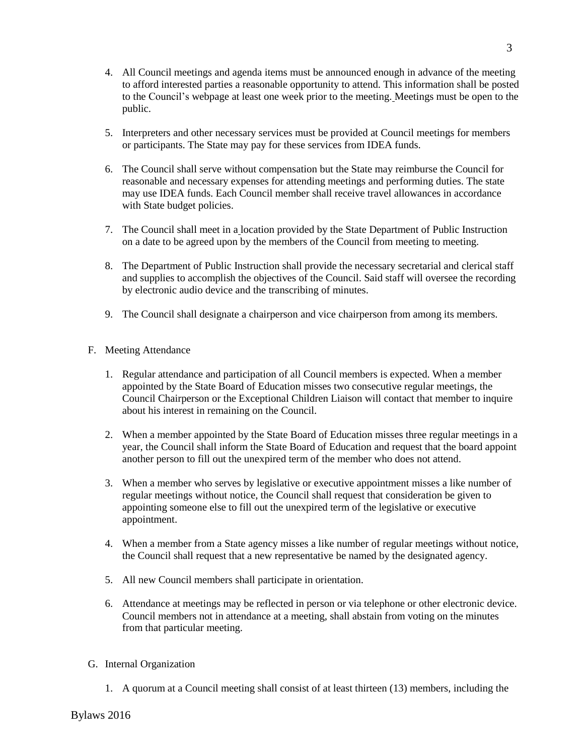4. All Council meetings and agenda items must be announced enough in advance of the meeting to afford interested parties a reasonable opportunity to attend. This information shall be posted to the Council's webpage at least one week prior to the meeting. Meetings must be open to the public.

5. Interpreters and other necessary services must be provided at Council meetings for members or participants. The State may pay for these services from IDEA funds.

6. The Council shall serve without compensation but the State may reimburse the Council for reasonable and necessary expenses for attending meetings and performing duties. The state may use IDEA funds. Each Council member shall receive travel allowances in accordance with State budget policies.

7. The Council shall meet in a location provided by the State Department of Public Instruction on a date to be agreed upon by the members of the Council from meeting to meeting.

8. The Department of Public Instruction shall provide the necessary secretarial and clerical staff and supplies to accomplish the objectives of the Council. Said staff will oversee the recording by electronic audio device and the transcribing of minutes.

9. The Council shall designate a chairperson and vice chairperson from among its members.

F. Meeting Attendance

1. Regular attendance and participation of all Council members is expected. When a member appointed by the State Board of Education misses two consecutive regular meetings, the Council Chairperson or the Exceptional Children Liaison will contact that member to inquire about his interest in remaining on the Council.

2. When a member appointed by the State Board of Education misses three regular meetings in a year, the Council shall inform the State Board of Education and request that the board appoint another person to fill out the unexpired term of the member who does not attend.

3. When a member who serves by legislative or executive appointment misses a like number of regular meetings without notice, the Council shall request that consideration be given to appointing someone else to fill out the unexpired term of the legislative or executive appointment.

4. When a member from a State agency misses a like number of regular meetings without notice, the Council shall request that a new representative be named by the designated agency.

5. All new Council members shall participate in orientation.

6. Attendance at meetings may be reflected in person or via telephone or other electronic device. Council members not in attendance at a meeting, shall abstain from voting on the minutes from that particular meeting.

G. Internal Organization

1. A quorum at a Council meeting shall consist of at least thirteen (13) members, including the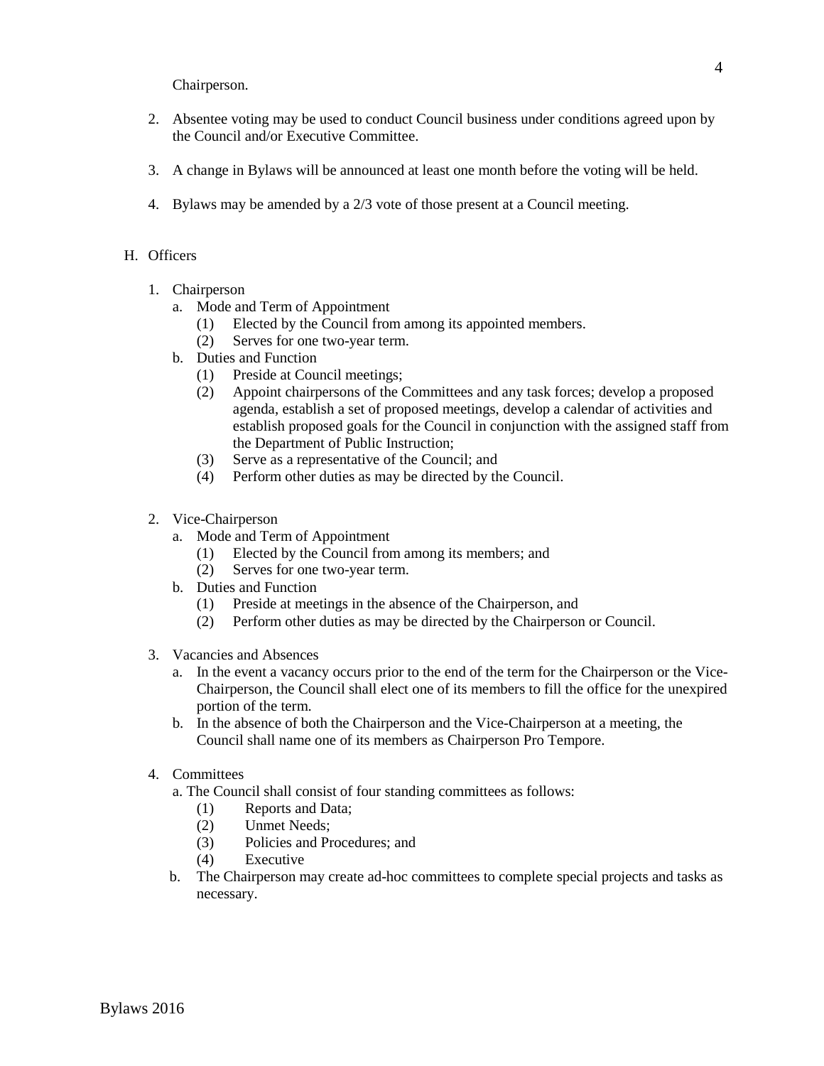Chairperson.

2. Absentee voting may be used to conduct Council business under conditions agreed upon by the Council and/or Executive Committee.

3. A change in Bylaws will be announced at least one month before the voting will be held.

4. Bylaws may be amended by a 2/3 vote of those present at a Council meeting.

H. Officers

1. Chairperson
   a. Mode and Term of Appointment
      (1) Elected by the Council from among its appointed members.
      (2) Serves for one two-year term.
   b. Duties and Function
      (1) Preside at Council meetings;
      (2) Appoint chairpersons of the Committees and any task forces; develop a proposed agenda, establish a set of proposed meetings, develop a calendar of activities and establish proposed goals for the Council in conjunction with the assigned staff from the Department of Public Instruction;
      (3) Serve as a representative of the Council; and
      (4) Perform other duties as may be directed by the Council.

2. Vice-Chairperson
   a. Mode and Term of Appointment
      (1) Elected by the Council from among its members; and
      (2) Serves for one two-year term.
   b. Duties and Function
      (1) Preside at meetings in the absence of the Chairperson, and
      (2) Perform other duties as may be directed by the Chairperson or Council.

3. Vacancies and Absences
   a. In the event a vacancy occurs prior to the end of the term for the Chairperson or the Vice-Chairperson, the Council shall elect one of its members to fill the office for the unexpired portion of the term.
   b. In the absence of both the Chairperson and the Vice-Chairperson at a meeting, the Council shall name one of its members as Chairperson Pro Tempore.

4. Committees
   a. The Council shall consist of four standing committees as follows:
      (1) Reports and Data;
      (2) Unmet Needs;
      (3) Policies and Procedures; and
      (4) Executive
   b. The Chairperson may create ad-hoc committees to complete special projects and tasks as necessary.